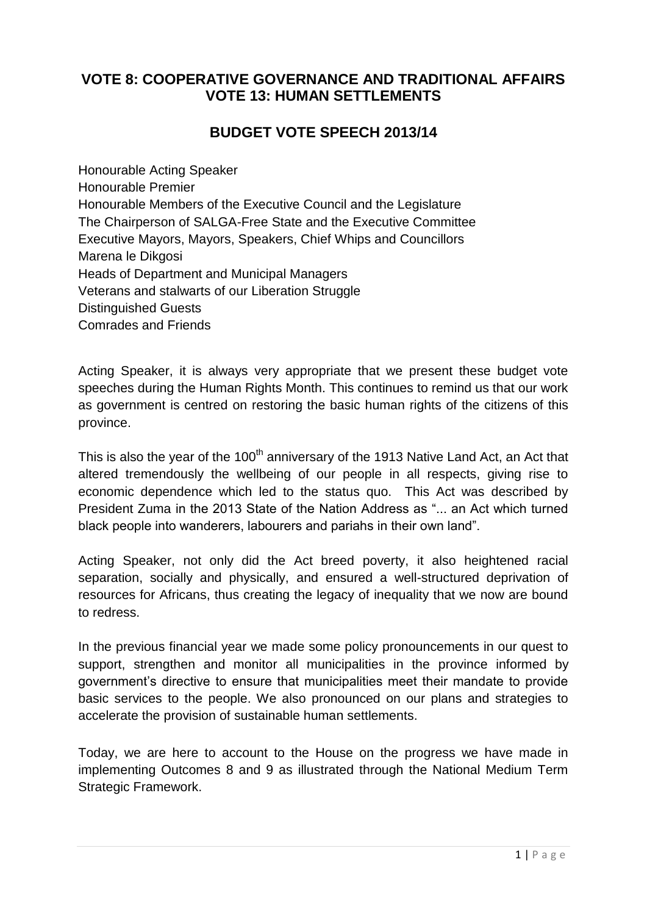# VOTE 8: COOPERATIVE GOVERNANCE AND TRADITIONAL AFFAIRS
# VOTE 13: HUMAN SETTLEMENTS

## BUDGET VOTE SPEECH 2013/14

Honourable Acting Speaker
Honourable Premier
Honourable Members of the Executive Council and the Legislature
The Chairperson of SALGA-Free State and the Executive Committee
Executive Mayors, Mayors, Speakers, Chief Whips and Councillors
Marena le Dikgosi
Heads of Department and Municipal Managers
Veterans and stalwarts of our Liberation Struggle
Distinguished Guests
Comrades and Friends

Acting Speaker, it is always very appropriate that we present these budget vote speeches during the Human Rights Month. This continues to remind us that our work as government is centred on restoring the basic human rights of the citizens of this province.

This is also the year of the 100th anniversary of the 1913 Native Land Act, an Act that altered tremendously the wellbeing of our people in all respects, giving rise to economic dependence which led to the status quo. This Act was described by President Zuma in the 2013 State of the Nation Address as "... an Act which turned black people into wanderers, labourers and pariahs in their own land".

Acting Speaker, not only did the Act breed poverty, it also heightened racial separation, socially and physically, and ensured a well-structured deprivation of resources for Africans, thus creating the legacy of inequality that we now are bound to redress.

In the previous financial year we made some policy pronouncements in our quest to support, strengthen and monitor all municipalities in the province informed by government's directive to ensure that municipalities meet their mandate to provide basic services to the people. We also pronounced on our plans and strategies to accelerate the provision of sustainable human settlements.

Today, we are here to account to the House on the progress we have made in implementing Outcomes 8 and 9 as illustrated through the National Medium Term Strategic Framework.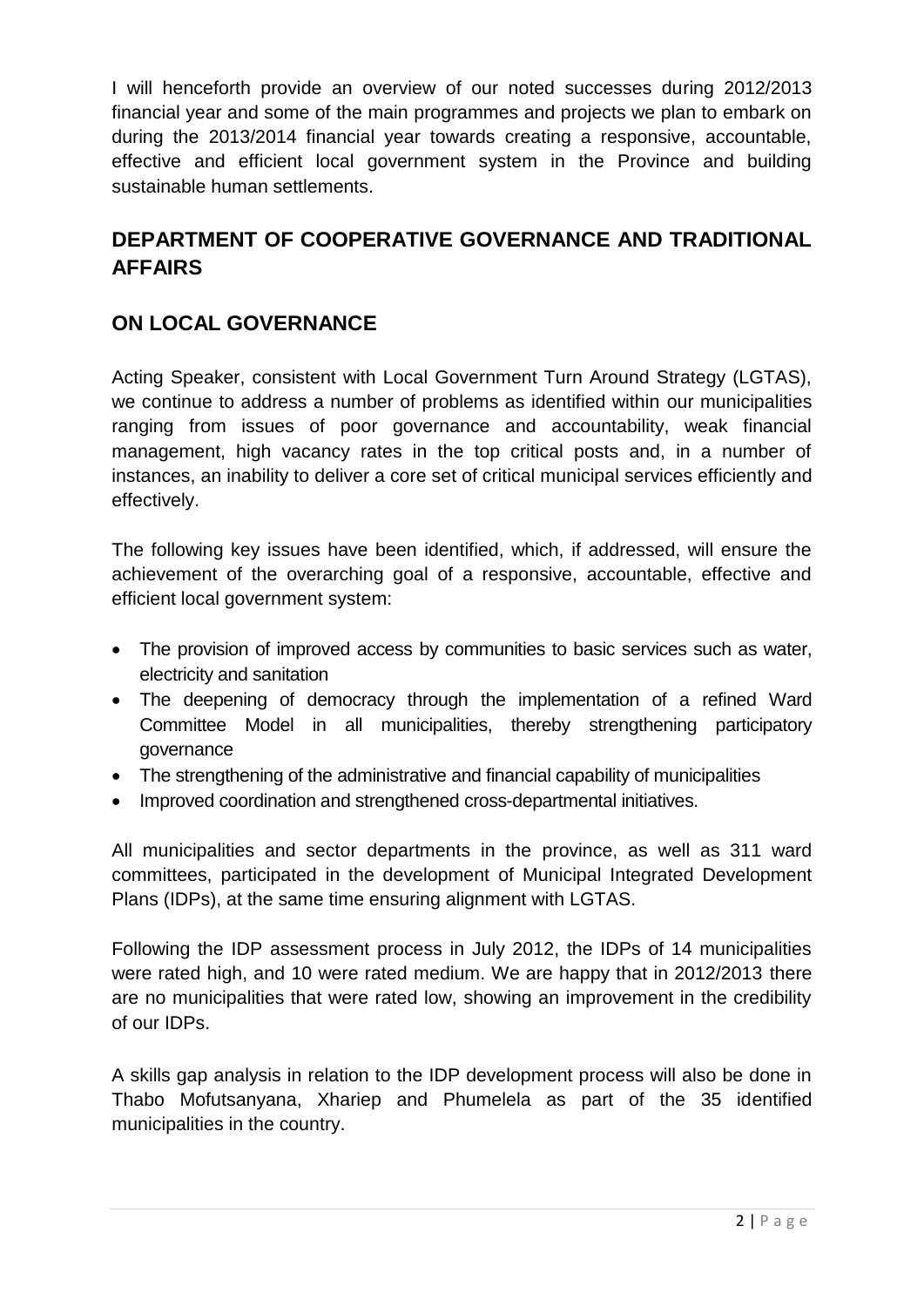I will henceforth provide an overview of our noted successes during 2012/2013 financial year and some of the main programmes and projects we plan to embark on during the 2013/2014 financial year towards creating a responsive, accountable, effective and efficient local government system in the Province and building sustainable human settlements.

## DEPARTMENT OF COOPERATIVE GOVERNANCE AND TRADITIONAL AFFAIRS

## ON LOCAL GOVERNANCE

Acting Speaker, consistent with Local Government Turn Around Strategy (LGTAS), we continue to address a number of problems as identified within our municipalities ranging from issues of poor governance and accountability, weak financial management, high vacancy rates in the top critical posts and, in a number of instances, an inability to deliver a core set of critical municipal services efficiently and effectively.

The following key issues have been identified, which, if addressed, will ensure the achievement of the overarching goal of a responsive, accountable, effective and efficient local government system:

- The provision of improved access by communities to basic services such as water, electricity and sanitation
- The deepening of democracy through the implementation of a refined Ward Committee Model in all municipalities, thereby strengthening participatory governance
- The strengthening of the administrative and financial capability of municipalities
- Improved coordination and strengthened cross-departmental initiatives.

All municipalities and sector departments in the province, as well as 311 ward committees, participated in the development of Municipal Integrated Development Plans (IDPs), at the same time ensuring alignment with LGTAS.

Following the IDP assessment process in July 2012, the IDPs of 14 municipalities were rated high, and 10 were rated medium. We are happy that in 2012/2013 there are no municipalities that were rated low, showing an improvement in the credibility of our IDPs.

A skills gap analysis in relation to the IDP development process will also be done in Thabo Mofutsanyana, Xhariep and Phumelela as part of the 35 identified municipalities in the country.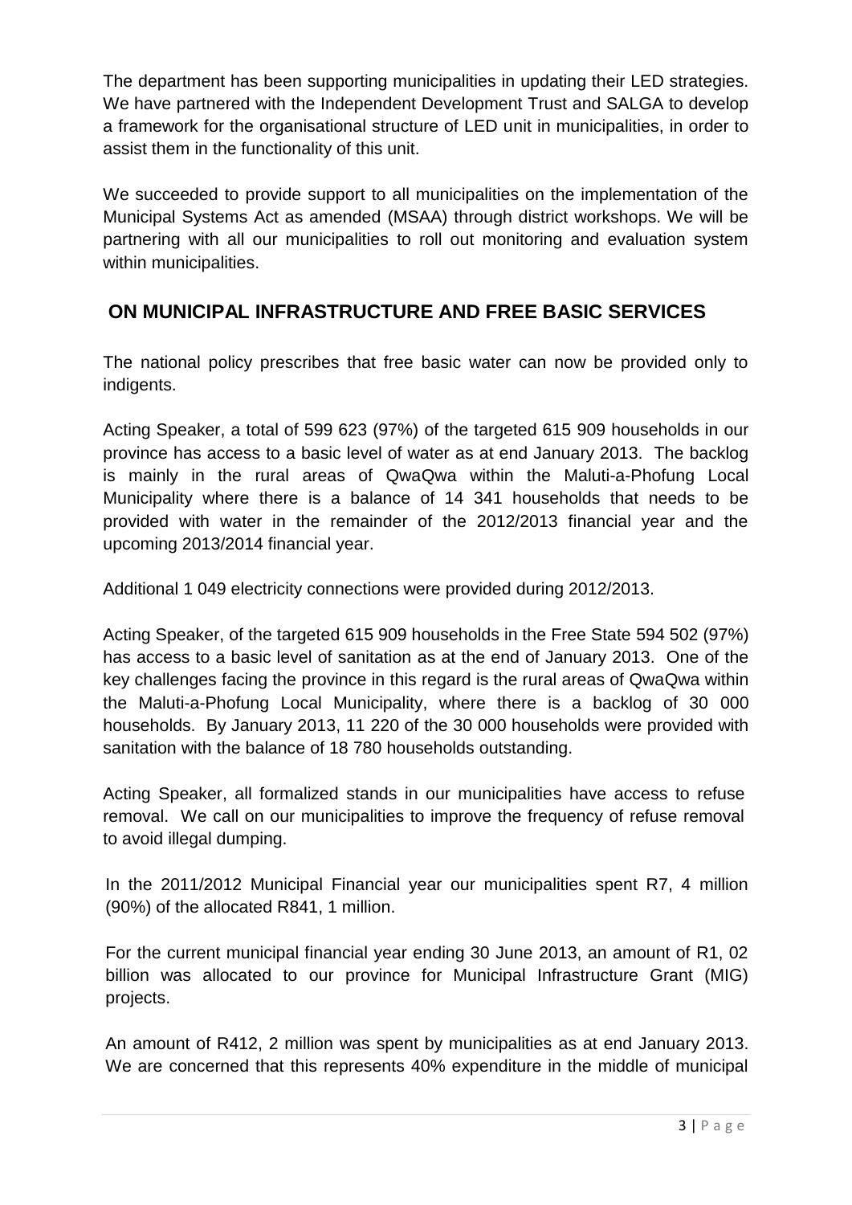The department has been supporting municipalities in updating their LED strategies. We have partnered with the Independent Development Trust and SALGA to develop a framework for the organisational structure of LED unit in municipalities, in order to assist them in the functionality of this unit.

We succeeded to provide support to all municipalities on the implementation of the Municipal Systems Act as amended (MSAA) through district workshops. We will be partnering with all our municipalities to roll out monitoring and evaluation system within municipalities.

## ON MUNICIPAL INFRASTRUCTURE AND FREE BASIC SERVICES

The national policy prescribes that free basic water can now be provided only to indigents.

Acting Speaker, a total of 599 623 (97%) of the targeted 615 909 households in our province has access to a basic level of water as at end January 2013. The backlog is mainly in the rural areas of QwaQwa within the Maluti-a-Phofung Local Municipality where there is a balance of 14 341 households that needs to be provided with water in the remainder of the 2012/2013 financial year and the upcoming 2013/2014 financial year.

Additional 1 049 electricity connections were provided during 2012/2013.

Acting Speaker, of the targeted 615 909 households in the Free State 594 502 (97%) has access to a basic level of sanitation as at the end of January 2013. One of the key challenges facing the province in this regard is the rural areas of QwaQwa within the Maluti-a-Phofung Local Municipality, where there is a backlog of 30 000 households. By January 2013, 11 220 of the 30 000 households were provided with sanitation with the balance of 18 780 households outstanding.

Acting Speaker, all formalized stands in our municipalities have access to refuse removal. We call on our municipalities to improve the frequency of refuse removal to avoid illegal dumping.

In the 2011/2012 Municipal Financial year our municipalities spent R7, 4 million (90%) of the allocated R841, 1 million.

For the current municipal financial year ending 30 June 2013, an amount of R1, 02 billion was allocated to our province for Municipal Infrastructure Grant (MIG) projects.

An amount of R412, 2 million was spent by municipalities as at end January 2013. We are concerned that this represents 40% expenditure in the middle of municipal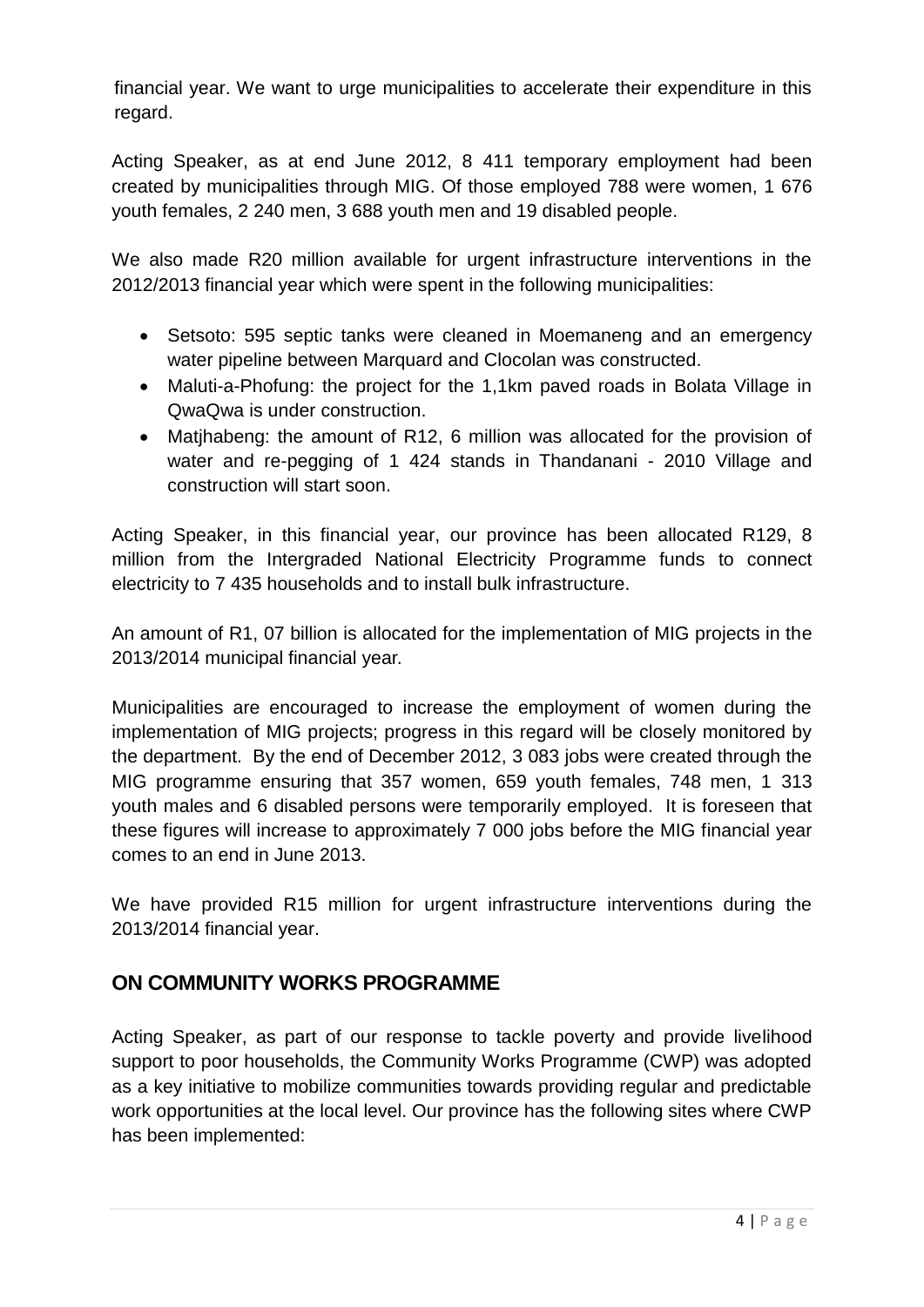financial year. We want to urge municipalities to accelerate their expenditure in this regard.

Acting Speaker, as at end June 2012, 8 411 temporary employment had been created by municipalities through MIG. Of those employed 788 were women, 1 676 youth females, 2 240 men, 3 688 youth men and 19 disabled people.

We also made R20 million available for urgent infrastructure interventions in the 2012/2013 financial year which were spent in the following municipalities:

- Setsoto: 595 septic tanks were cleaned in Moemaneng and an emergency water pipeline between Marquard and Clocolan was constructed.
- Maluti-a-Phofung: the project for the 1,1km paved roads in Bolata Village in QwaQwa is under construction.
- Matjhabeng: the amount of R12, 6 million was allocated for the provision of water and re-pegging of 1 424 stands in Thandanani - 2010 Village and construction will start soon.

Acting Speaker, in this financial year, our province has been allocated R129, 8 million from the Intergraded National Electricity Programme funds to connect electricity to 7 435 households and to install bulk infrastructure.

An amount of R1, 07 billion is allocated for the implementation of MIG projects in the 2013/2014 municipal financial year.

Municipalities are encouraged to increase the employment of women during the implementation of MIG projects; progress in this regard will be closely monitored by the department. By the end of December 2012, 3 083 jobs were created through the MIG programme ensuring that 357 women, 659 youth females, 748 men, 1 313 youth males and 6 disabled persons were temporarily employed. It is foreseen that these figures will increase to approximately 7 000 jobs before the MIG financial year comes to an end in June 2013.

We have provided R15 million for urgent infrastructure interventions during the 2013/2014 financial year.

## ON COMMUNITY WORKS PROGRAMME

Acting Speaker, as part of our response to tackle poverty and provide livelihood support to poor households, the Community Works Programme (CWP) was adopted as a key initiative to mobilize communities towards providing regular and predictable work opportunities at the local level. Our province has the following sites where CWP has been implemented: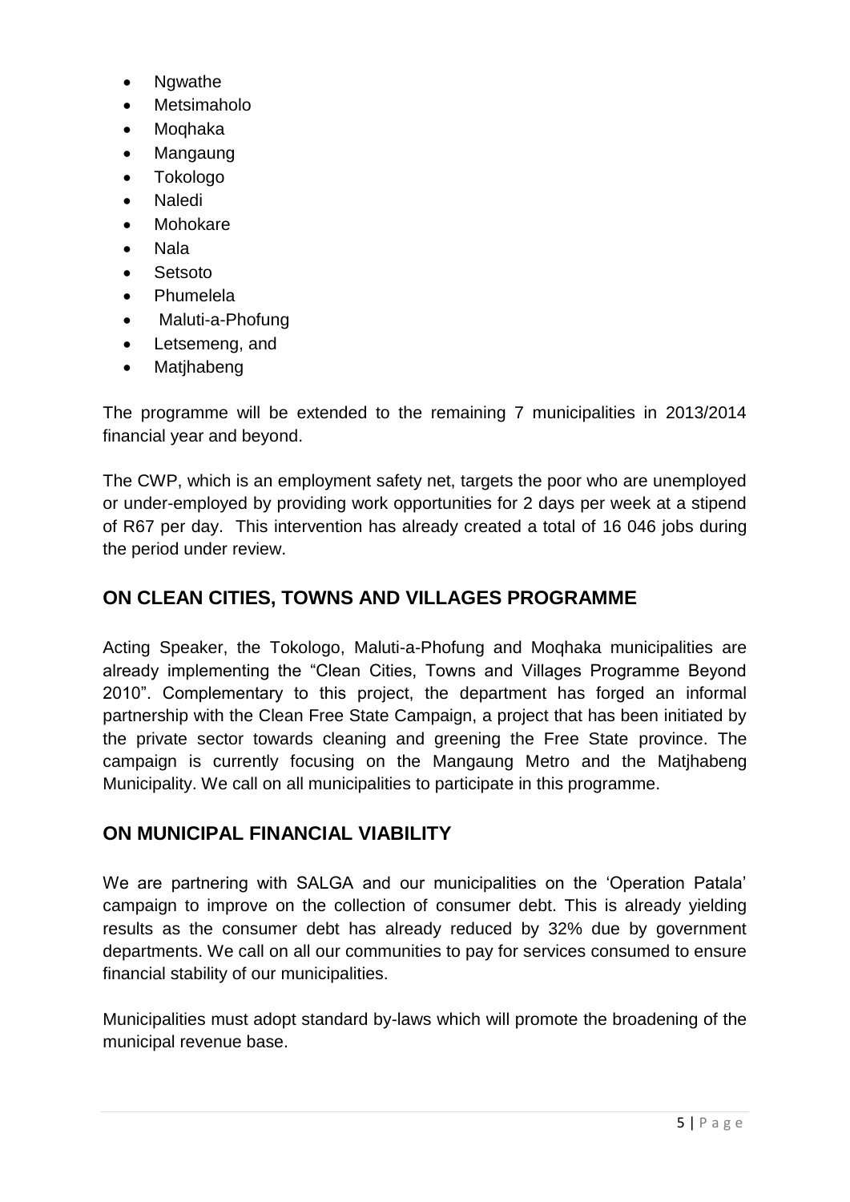- Ngwathe
- Metsimaholo
- Moqhaka
- Mangaung
- Tokologo
- Naledi
- Mohokare
- Nala
- Setsoto
- Phumelela
- Maluti-a-Phofung
- Letsemeng, and
- Matjhabeng

The programme will be extended to the remaining 7 municipalities in 2013/2014 financial year and beyond.

The CWP, which is an employment safety net, targets the poor who are unemployed or under-employed by providing work opportunities for 2 days per week at a stipend of R67 per day. This intervention has already created a total of 16 046 jobs during the period under review.

## ON CLEAN CITIES, TOWNS AND VILLAGES PROGRAMME

Acting Speaker, the Tokologo, Maluti-a-Phofung and Moqhaka municipalities are already implementing the "Clean Cities, Towns and Villages Programme Beyond 2010". Complementary to this project, the department has forged an informal partnership with the Clean Free State Campaign, a project that has been initiated by the private sector towards cleaning and greening the Free State province. The campaign is currently focusing on the Mangaung Metro and the Matjhabeng Municipality. We call on all municipalities to participate in this programme.

## ON MUNICIPAL FINANCIAL VIABILITY

We are partnering with SALGA and our municipalities on the 'Operation Patala' campaign to improve on the collection of consumer debt. This is already yielding results as the consumer debt has already reduced by 32% due by government departments. We call on all our communities to pay for services consumed to ensure financial stability of our municipalities.

Municipalities must adopt standard by-laws which will promote the broadening of the municipal revenue base.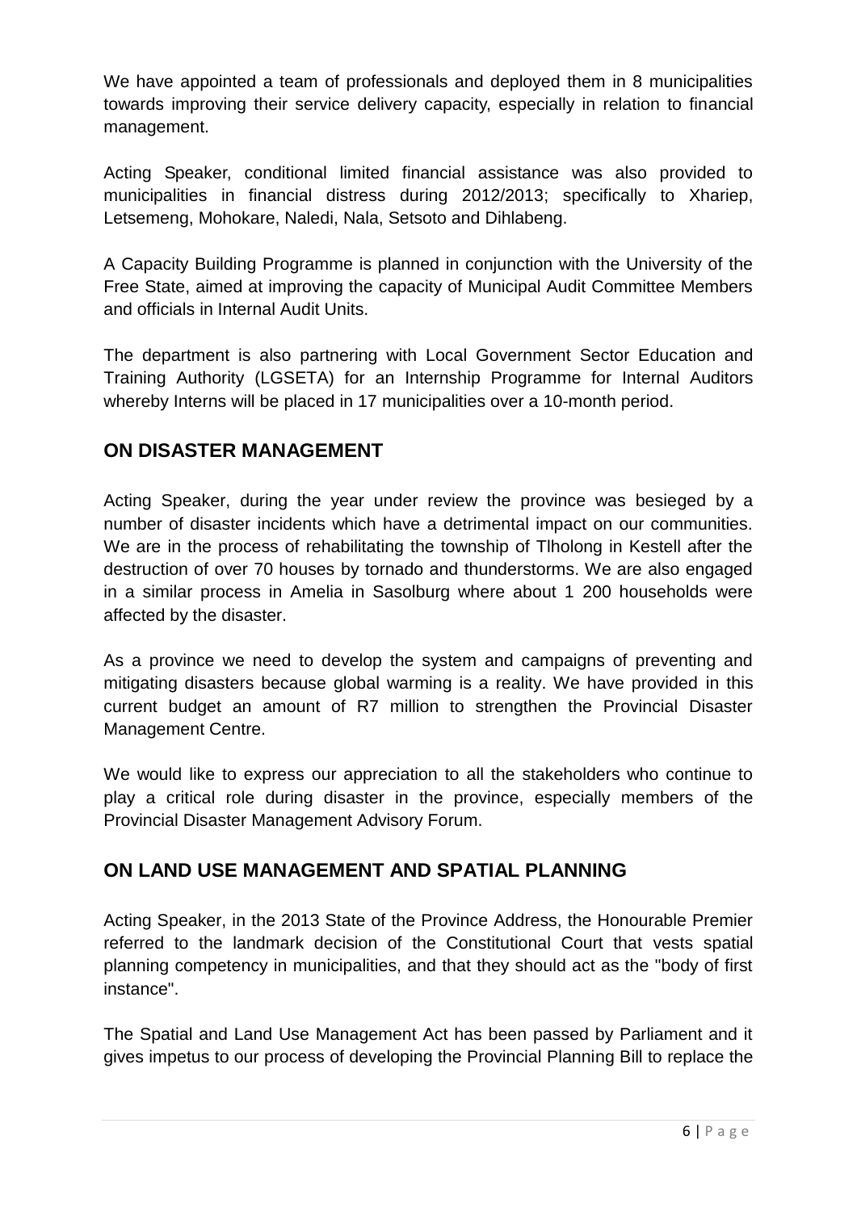We have appointed a team of professionals and deployed them in 8 municipalities towards improving their service delivery capacity, especially in relation to financial management.

Acting Speaker, conditional limited financial assistance was also provided to municipalities in financial distress during 2012/2013; specifically to Xhariep, Letsemeng, Mohokare, Naledi, Nala, Setsoto and Dihlabeng.

A Capacity Building Programme is planned in conjunction with the University of the Free State, aimed at improving the capacity of Municipal Audit Committee Members and officials in Internal Audit Units.

The department is also partnering with Local Government Sector Education and Training Authority (LGSETA) for an Internship Programme for Internal Auditors whereby Interns will be placed in 17 municipalities over a 10-month period.

## ON DISASTER MANAGEMENT

Acting Speaker, during the year under review the province was besieged by a number of disaster incidents which have a detrimental impact on our communities. We are in the process of rehabilitating the township of Tlholong in Kestell after the destruction of over 70 houses by tornado and thunderstorms. We are also engaged in a similar process in Amelia in Sasolburg where about 1 200 households were affected by the disaster.

As a province we need to develop the system and campaigns of preventing and mitigating disasters because global warming is a reality. We have provided in this current budget an amount of R7 million to strengthen the Provincial Disaster Management Centre.

We would like to express our appreciation to all the stakeholders who continue to play a critical role during disaster in the province, especially members of the Provincial Disaster Management Advisory Forum.

## ON LAND USE MANAGEMENT AND SPATIAL PLANNING

Acting Speaker, in the 2013 State of the Province Address, the Honourable Premier referred to the landmark decision of the Constitutional Court that vests spatial planning competency in municipalities, and that they should act as the "body of first instance".

The Spatial and Land Use Management Act has been passed by Parliament and it gives impetus to our process of developing the Provincial Planning Bill to replace the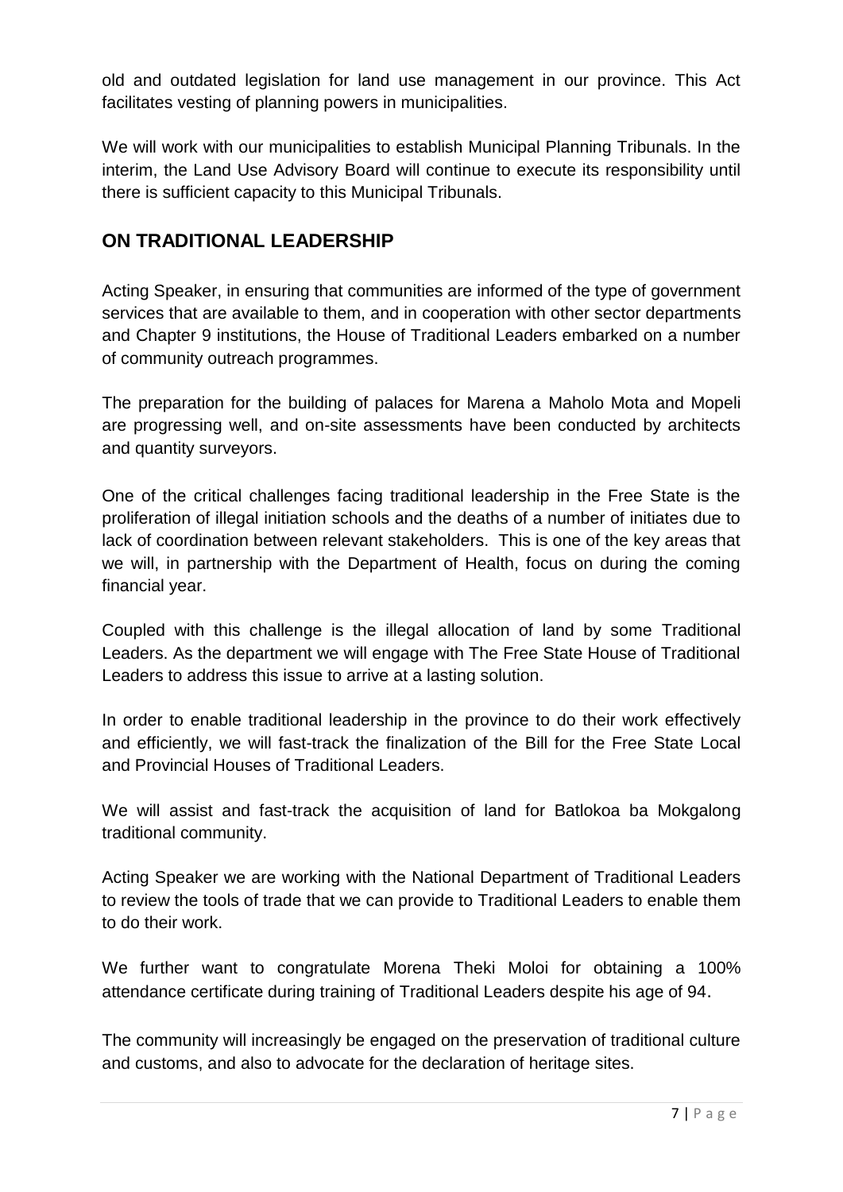old and outdated legislation for land use management in our province. This Act facilitates vesting of planning powers in municipalities.

We will work with our municipalities to establish Municipal Planning Tribunals. In the interim, the Land Use Advisory Board will continue to execute its responsibility until there is sufficient capacity to this Municipal Tribunals.

## ON TRADITIONAL LEADERSHIP

Acting Speaker, in ensuring that communities are informed of the type of government services that are available to them, and in cooperation with other sector departments and Chapter 9 institutions, the House of Traditional Leaders embarked on a number of community outreach programmes.

The preparation for the building of palaces for Marena a Maholo Mota and Mopeli are progressing well, and on-site assessments have been conducted by architects and quantity surveyors.

One of the critical challenges facing traditional leadership in the Free State is the proliferation of illegal initiation schools and the deaths of a number of initiates due to lack of coordination between relevant stakeholders. This is one of the key areas that we will, in partnership with the Department of Health, focus on during the coming financial year.

Coupled with this challenge is the illegal allocation of land by some Traditional Leaders. As the department we will engage with The Free State House of Traditional Leaders to address this issue to arrive at a lasting solution.

In order to enable traditional leadership in the province to do their work effectively and efficiently, we will fast-track the finalization of the Bill for the Free State Local and Provincial Houses of Traditional Leaders.

We will assist and fast-track the acquisition of land for Batlokoa ba Mokgalong traditional community.

Acting Speaker we are working with the National Department of Traditional Leaders to review the tools of trade that we can provide to Traditional Leaders to enable them to do their work.

We further want to congratulate Morena Theki Moloi for obtaining a 100% attendance certificate during training of Traditional Leaders despite his age of 94.

The community will increasingly be engaged on the preservation of traditional culture and customs, and also to advocate for the declaration of heritage sites.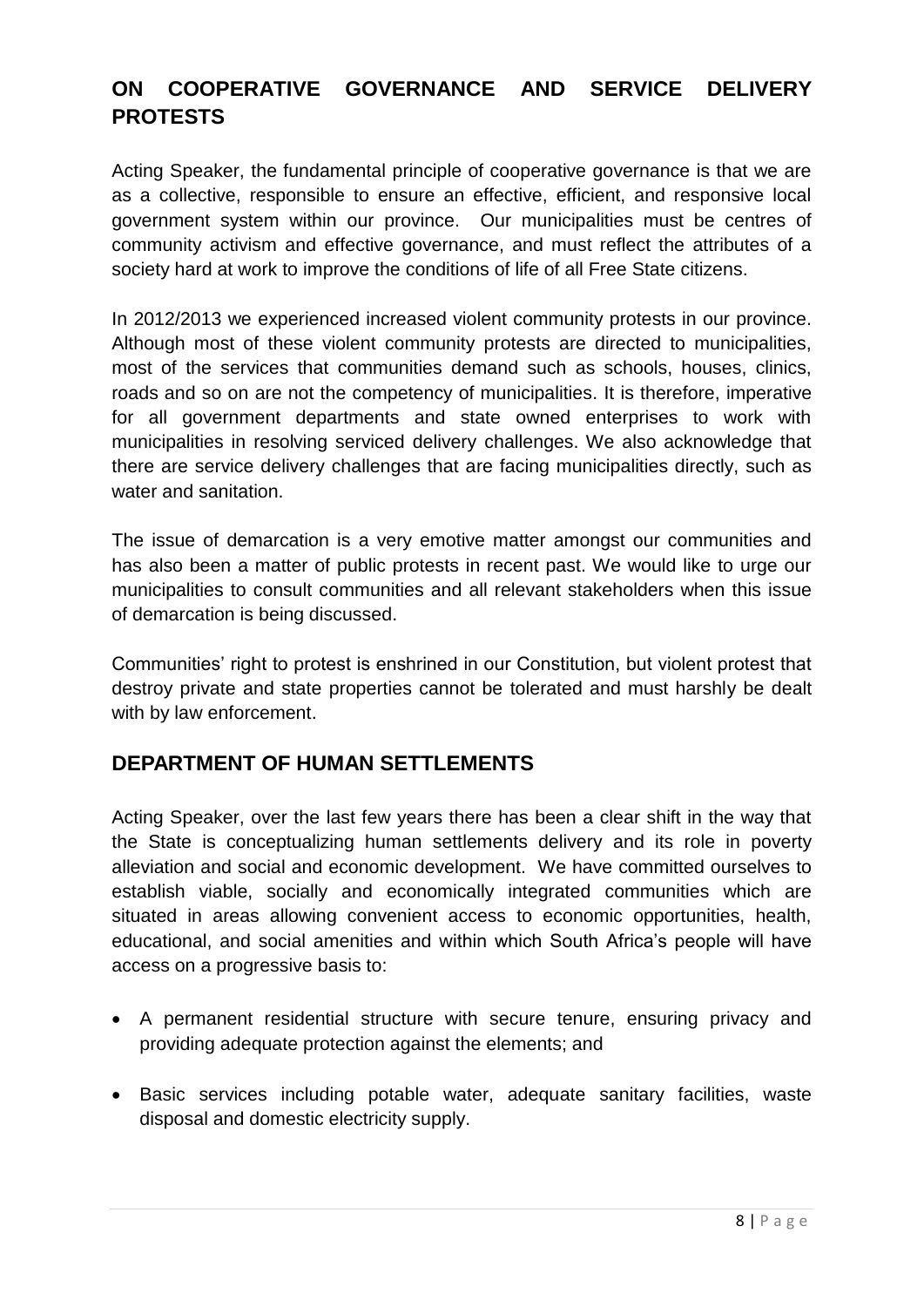## ON COOPERATIVE GOVERNANCE AND SERVICE DELIVERY PROTESTS

Acting Speaker, the fundamental principle of cooperative governance is that we are as a collective, responsible to ensure an effective, efficient, and responsive local government system within our province. Our municipalities must be centres of community activism and effective governance, and must reflect the attributes of a society hard at work to improve the conditions of life of all Free State citizens.

In 2012/2013 we experienced increased violent community protests in our province. Although most of these violent community protests are directed to municipalities, most of the services that communities demand such as schools, houses, clinics, roads and so on are not the competency of municipalities. It is therefore, imperative for all government departments and state owned enterprises to work with municipalities in resolving serviced delivery challenges. We also acknowledge that there are service delivery challenges that are facing municipalities directly, such as water and sanitation.

The issue of demarcation is a very emotive matter amongst our communities and has also been a matter of public protests in recent past. We would like to urge our municipalities to consult communities and all relevant stakeholders when this issue of demarcation is being discussed.

Communities' right to protest is enshrined in our Constitution, but violent protest that destroy private and state properties cannot be tolerated and must harshly be dealt with by law enforcement.

## DEPARTMENT OF HUMAN SETTLEMENTS

Acting Speaker, over the last few years there has been a clear shift in the way that the State is conceptualizing human settlements delivery and its role in poverty alleviation and social and economic development. We have committed ourselves to establish viable, socially and economically integrated communities which are situated in areas allowing convenient access to economic opportunities, health, educational, and social amenities and within which South Africa's people will have access on a progressive basis to:

- A permanent residential structure with secure tenure, ensuring privacy and providing adequate protection against the elements; and
- Basic services including potable water, adequate sanitary facilities, waste disposal and domestic electricity supply.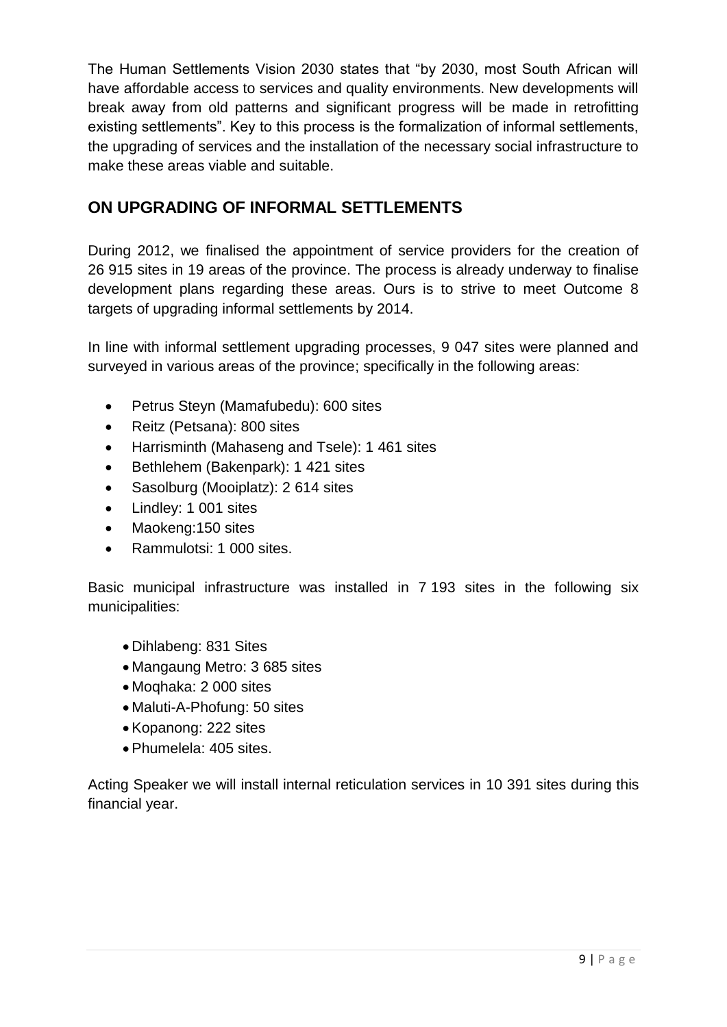The Human Settlements Vision 2030 states that "by 2030, most South African will have affordable access to services and quality environments. New developments will break away from old patterns and significant progress will be made in retrofitting existing settlements". Key to this process is the formalization of informal settlements, the upgrading of services and the installation of the necessary social infrastructure to make these areas viable and suitable.

## ON UPGRADING OF INFORMAL SETTLEMENTS

During 2012, we finalised the appointment of service providers for the creation of 26 915 sites in 19 areas of the province. The process is already underway to finalise development plans regarding these areas. Ours is to strive to meet Outcome 8 targets of upgrading informal settlements by 2014.

In line with informal settlement upgrading processes, 9 047 sites were planned and surveyed in various areas of the province; specifically in the following areas:

- Petrus Steyn (Mamafubedu): 600 sites
- Reitz (Petsana): 800 sites
- Harrisminth (Mahaseng and Tsele): 1 461 sites
- Bethlehem (Bakenpark): 1 421 sites
- Sasolburg (Mooiplatz): 2 614 sites
- Lindley: 1 001 sites
- Maokeng:150 sites
- Rammulotsi: 1 000 sites.

Basic municipal infrastructure was installed in 7 193 sites in the following six municipalities:

- Dihlabeng: 831 Sites
- Mangaung Metro: 3 685 sites
- Moqhaka: 2 000 sites
- Maluti-A-Phofung: 50 sites
- Kopanong: 222 sites
- Phumelela: 405 sites.

Acting Speaker we will install internal reticulation services in 10 391 sites during this financial year.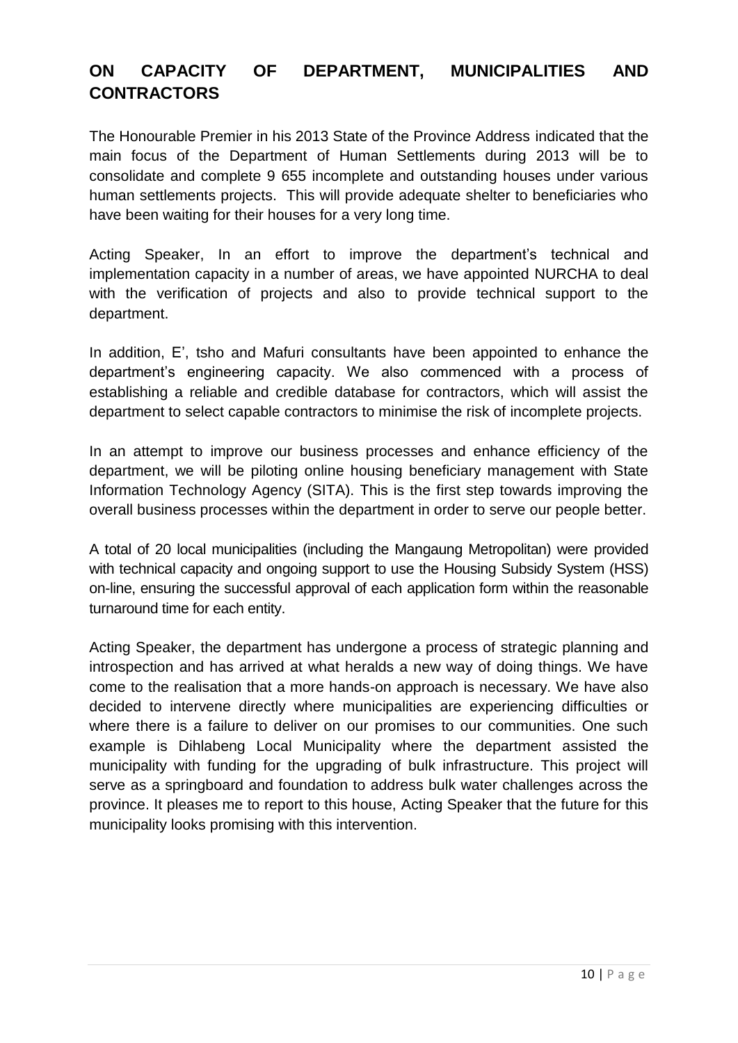## ON CAPACITY OF DEPARTMENT, MUNICIPALITIES AND CONTRACTORS

The Honourable Premier in his 2013 State of the Province Address indicated that the main focus of the Department of Human Settlements during 2013 will be to consolidate and complete 9 655 incomplete and outstanding houses under various human settlements projects. This will provide adequate shelter to beneficiaries who have been waiting for their houses for a very long time.

Acting Speaker, In an effort to improve the department's technical and implementation capacity in a number of areas, we have appointed NURCHA to deal with the verification of projects and also to provide technical support to the department.

In addition, E', tsho and Mafuri consultants have been appointed to enhance the department's engineering capacity. We also commenced with a process of establishing a reliable and credible database for contractors, which will assist the department to select capable contractors to minimise the risk of incomplete projects.

In an attempt to improve our business processes and enhance efficiency of the department, we will be piloting online housing beneficiary management with State Information Technology Agency (SITA). This is the first step towards improving the overall business processes within the department in order to serve our people better.

A total of 20 local municipalities (including the Mangaung Metropolitan) were provided with technical capacity and ongoing support to use the Housing Subsidy System (HSS) on-line, ensuring the successful approval of each application form within the reasonable turnaround time for each entity.

Acting Speaker, the department has undergone a process of strategic planning and introspection and has arrived at what heralds a new way of doing things. We have come to the realisation that a more hands-on approach is necessary. We have also decided to intervene directly where municipalities are experiencing difficulties or where there is a failure to deliver on our promises to our communities. One such example is Dihlabeng Local Municipality where the department assisted the municipality with funding for the upgrading of bulk infrastructure. This project will serve as a springboard and foundation to address bulk water challenges across the province. It pleases me to report to this house, Acting Speaker that the future for this municipality looks promising with this intervention.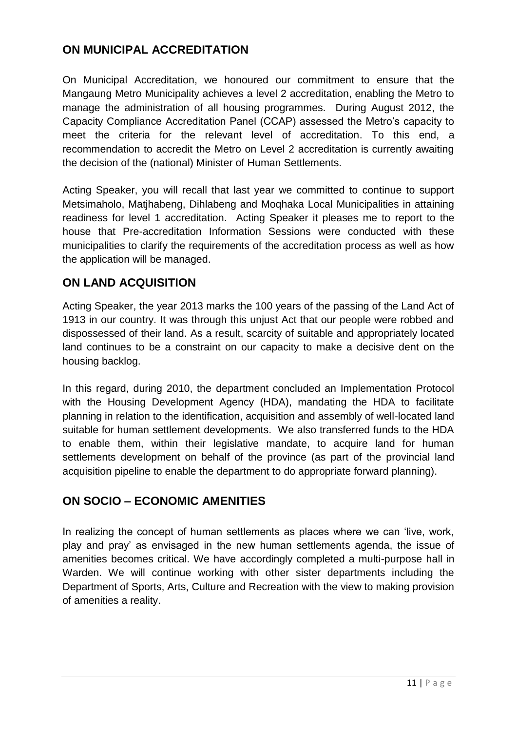## ON MUNICIPAL ACCREDITATION

On Municipal Accreditation, we honoured our commitment to ensure that the Mangaung Metro Municipality achieves a level 2 accreditation, enabling the Metro to manage the administration of all housing programmes. During August 2012, the Capacity Compliance Accreditation Panel (CCAP) assessed the Metro's capacity to meet the criteria for the relevant level of accreditation. To this end, a recommendation to accredit the Metro on Level 2 accreditation is currently awaiting the decision of the (national) Minister of Human Settlements.

Acting Speaker, you will recall that last year we committed to continue to support Metsimaholo, Matjhabeng, Dihlabeng and Moqhaka Local Municipalities in attaining readiness for level 1 accreditation. Acting Speaker it pleases me to report to the house that Pre-accreditation Information Sessions were conducted with these municipalities to clarify the requirements of the accreditation process as well as how the application will be managed.

## ON LAND ACQUISITION

Acting Speaker, the year 2013 marks the 100 years of the passing of the Land Act of 1913 in our country. It was through this unjust Act that our people were robbed and dispossessed of their land. As a result, scarcity of suitable and appropriately located land continues to be a constraint on our capacity to make a decisive dent on the housing backlog.

In this regard, during 2010, the department concluded an Implementation Protocol with the Housing Development Agency (HDA), mandating the HDA to facilitate planning in relation to the identification, acquisition and assembly of well-located land suitable for human settlement developments. We also transferred funds to the HDA to enable them, within their legislative mandate, to acquire land for human settlements development on behalf of the province (as part of the provincial land acquisition pipeline to enable the department to do appropriate forward planning).

## ON SOCIO – ECONOMIC AMENITIES

In realizing the concept of human settlements as places where we can 'live, work, play and pray' as envisaged in the new human settlements agenda, the issue of amenities becomes critical. We have accordingly completed a multi-purpose hall in Warden. We will continue working with other sister departments including the Department of Sports, Arts, Culture and Recreation with the view to making provision of amenities a reality.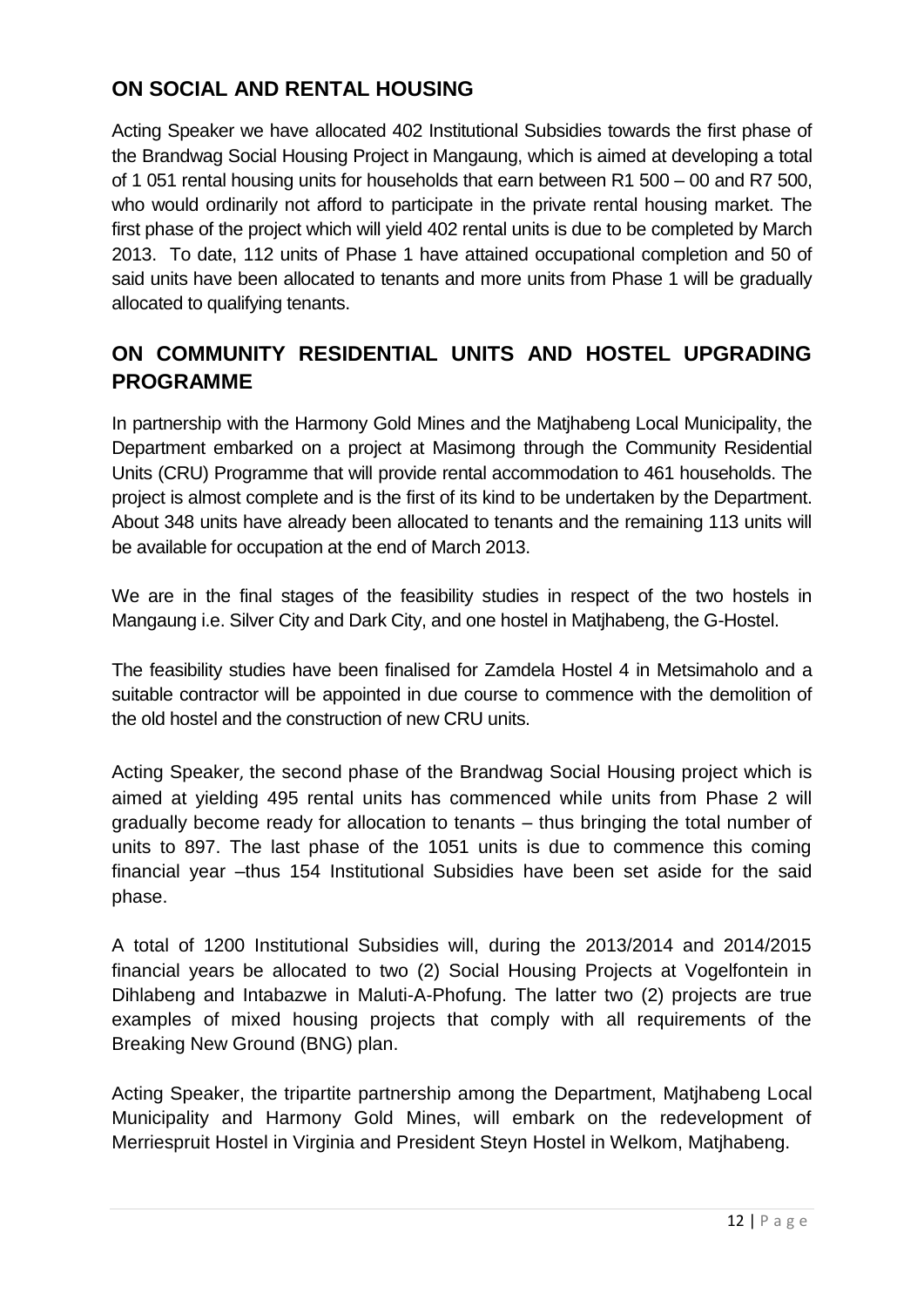## ON SOCIAL AND RENTAL HOUSING

Acting Speaker we have allocated 402 Institutional Subsidies towards the first phase of the Brandwag Social Housing Project in Mangaung, which is aimed at developing a total of 1 051 rental housing units for households that earn between R1 500 – 00 and R7 500, who would ordinarily not afford to participate in the private rental housing market. The first phase of the project which will yield 402 rental units is due to be completed by March 2013. To date, 112 units of Phase 1 have attained occupational completion and 50 of said units have been allocated to tenants and more units from Phase 1 will be gradually allocated to qualifying tenants.

## ON COMMUNITY RESIDENTIAL UNITS AND HOSTEL UPGRADING PROGRAMME

In partnership with the Harmony Gold Mines and the Matjhabeng Local Municipality, the Department embarked on a project at Masimong through the Community Residential Units (CRU) Programme that will provide rental accommodation to 461 households. The project is almost complete and is the first of its kind to be undertaken by the Department. About 348 units have already been allocated to tenants and the remaining 113 units will be available for occupation at the end of March 2013.

We are in the final stages of the feasibility studies in respect of the two hostels in Mangaung i.e. Silver City and Dark City, and one hostel in Matjhabeng, the G-Hostel.

The feasibility studies have been finalised for Zamdela Hostel 4 in Metsimaholo and a suitable contractor will be appointed in due course to commence with the demolition of the old hostel and the construction of new CRU units.

Acting Speaker, the second phase of the Brandwag Social Housing project which is aimed at yielding 495 rental units has commenced while units from Phase 2 will gradually become ready for allocation to tenants – thus bringing the total number of units to 897. The last phase of the 1051 units is due to commence this coming financial year –thus 154 Institutional Subsidies have been set aside for the said phase.

A total of 1200 Institutional Subsidies will, during the 2013/2014 and 2014/2015 financial years be allocated to two (2) Social Housing Projects at Vogelfontein in Dihlabeng and Intabazwe in Maluti-A-Phofung. The latter two (2) projects are true examples of mixed housing projects that comply with all requirements of the Breaking New Ground (BNG) plan.

Acting Speaker, the tripartite partnership among the Department, Matjhabeng Local Municipality and Harmony Gold Mines, will embark on the redevelopment of Merriespruit Hostel in Virginia and President Steyn Hostel in Welkom, Matjhabeng.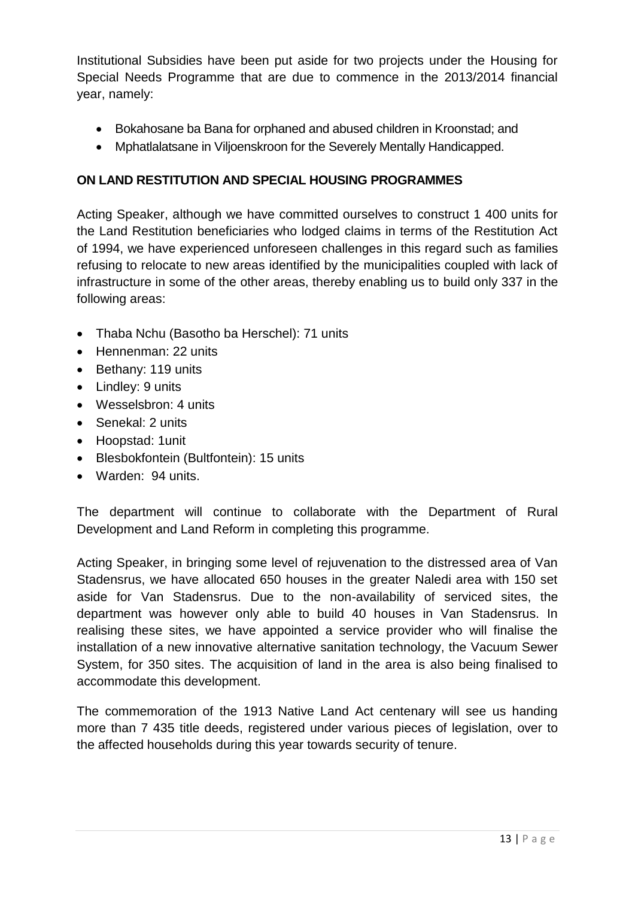Institutional Subsidies have been put aside for two projects under the Housing for Special Needs Programme that are due to commence in the 2013/2014 financial year, namely:

- Bokahosane ba Bana for orphaned and abused children in Kroonstad; and
- Mphatlalatsane in Viljoenskroon for the Severely Mentally Handicapped.

**ON LAND RESTITUTION AND SPECIAL HOUSING PROGRAMMES**

Acting Speaker, although we have committed ourselves to construct 1 400 units for the Land Restitution beneficiaries who lodged claims in terms of the Restitution Act of 1994, we have experienced unforeseen challenges in this regard such as families refusing to relocate to new areas identified by the municipalities coupled with lack of infrastructure in some of the other areas, thereby enabling us to build only 337 in the following areas:

- Thaba Nchu (Basotho ba Herschel): 71 units
- Hennenman: 22 units
- Bethany: 119 units
- Lindley: 9 units
- Wesselsbron: 4 units
- Senekal: 2 units
- Hoopstad: 1unit
- Blesbokfontein (Bultfontein): 15 units
- Warden: 94 units.

The department will continue to collaborate with the Department of Rural Development and Land Reform in completing this programme.

Acting Speaker, in bringing some level of rejuvenation to the distressed area of Van Stadensrus, we have allocated 650 houses in the greater Naledi area with 150 set aside for Van Stadensrus. Due to the non-availability of serviced sites, the department was however only able to build 40 houses in Van Stadensrus. In realising these sites, we have appointed a service provider who will finalise the installation of a new innovative alternative sanitation technology, the Vacuum Sewer System, for 350 sites. The acquisition of land in the area is also being finalised to accommodate this development.

The commemoration of the 1913 Native Land Act centenary will see us handing more than 7 435 title deeds, registered under various pieces of legislation, over to the affected households during this year towards security of tenure.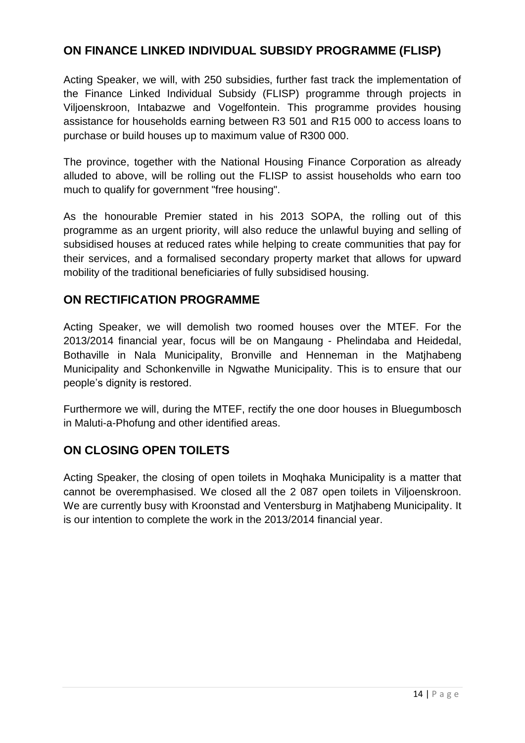## ON FINANCE LINKED INDIVIDUAL SUBSIDY PROGRAMME (FLISP)

Acting Speaker, we will, with 250 subsidies, further fast track the implementation of the Finance Linked Individual Subsidy (FLISP) programme through projects in Viljoenskroon, Intabazwe and Vogelfontein. This programme provides housing assistance for households earning between R3 501 and R15 000 to access loans to purchase or build houses up to maximum value of R300 000.

The province, together with the National Housing Finance Corporation as already alluded to above, will be rolling out the FLISP to assist households who earn too much to qualify for government "free housing".

As the honourable Premier stated in his 2013 SOPA, the rolling out of this programme as an urgent priority, will also reduce the unlawful buying and selling of subsidised houses at reduced rates while helping to create communities that pay for their services, and a formalised secondary property market that allows for upward mobility of the traditional beneficiaries of fully subsidised housing.

## ON RECTIFICATION PROGRAMME

Acting Speaker, we will demolish two roomed houses over the MTEF. For the 2013/2014 financial year, focus will be on Mangaung - Phelindaba and Heidedal, Bothaville in Nala Municipality, Bronville and Henneman in the Matjhabeng Municipality and Schonkenville in Ngwathe Municipality. This is to ensure that our people's dignity is restored.

Furthermore we will, during the MTEF, rectify the one door houses in Bluegumbosch in Maluti-a-Phofung and other identified areas.

## ON CLOSING OPEN TOILETS

Acting Speaker, the closing of open toilets in Moqhaka Municipality is a matter that cannot be overemphasised. We closed all the 2 087 open toilets in Viljoenskroon. We are currently busy with Kroonstad and Ventersburg in Matjhabeng Municipality. It is our intention to complete the work in the 2013/2014 financial year.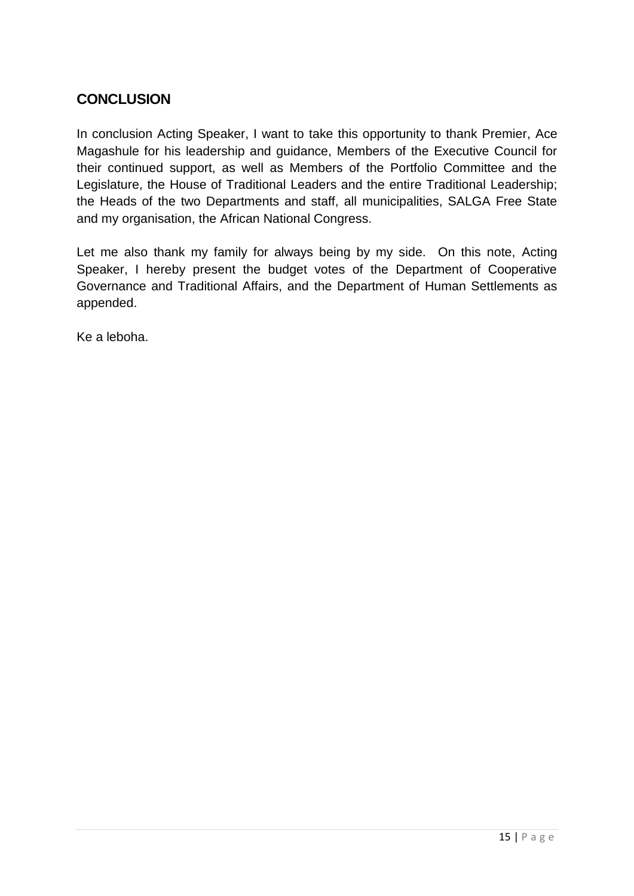## CONCLUSION

In conclusion Acting Speaker, I want to take this opportunity to thank Premier, Ace Magashule for his leadership and guidance, Members of the Executive Council for their continued support, as well as Members of the Portfolio Committee and the Legislature, the House of Traditional Leaders and the entire Traditional Leadership; the Heads of the two Departments and staff, all municipalities, SALGA Free State and my organisation, the African National Congress.

Let me also thank my family for always being by my side. On this note, Acting Speaker, I hereby present the budget votes of the Department of Cooperative Governance and Traditional Affairs, and the Department of Human Settlements as appended.

Ke a leboha.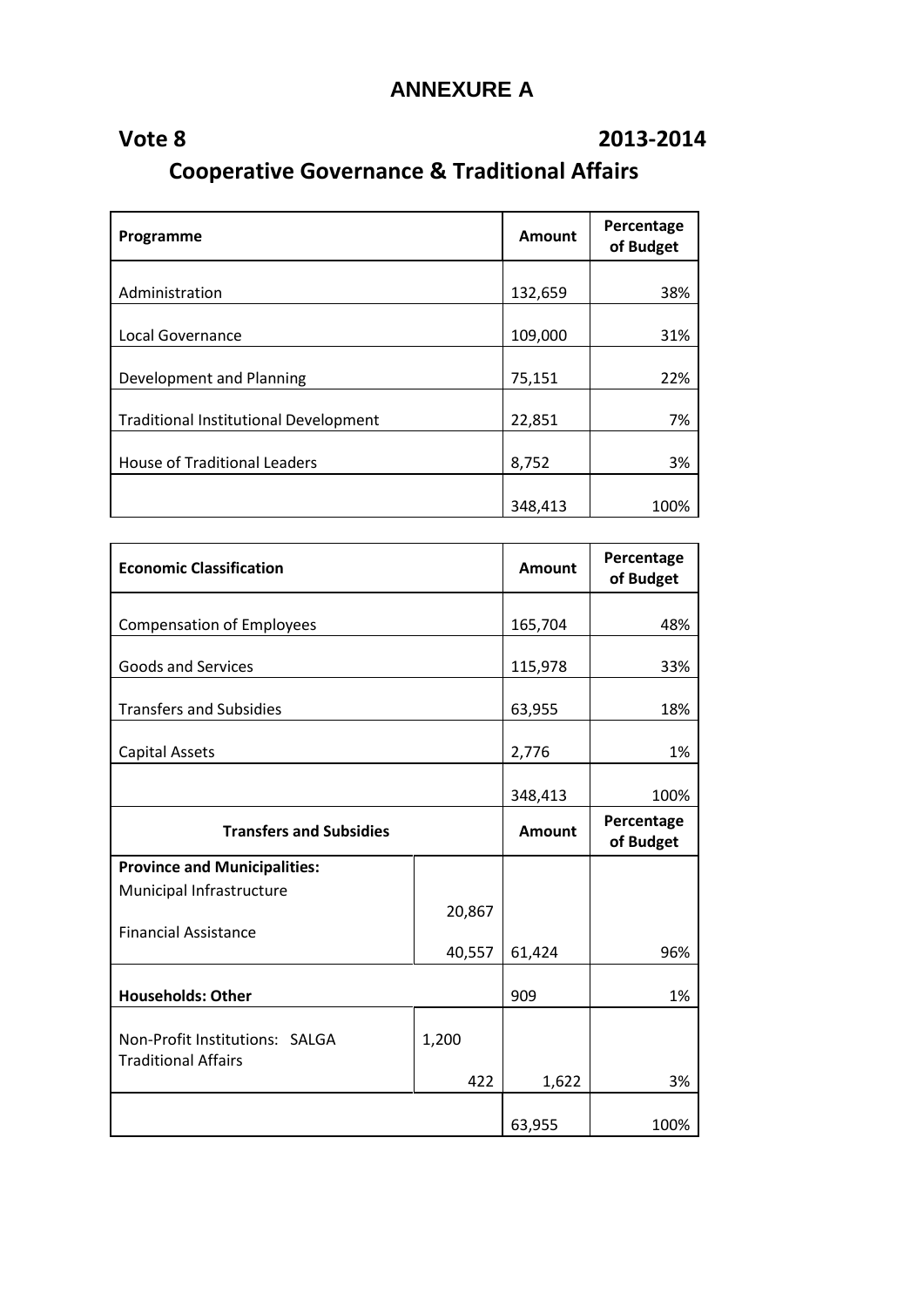# ANNEXURE A

## Vote 8 — 2013-2014

## Cooperative Governance & Traditional Affairs

| Programme | Amount | Percentage of Budget |
|---|---|---|
| Administration | 132,659 | 38% |
| Local Governance | 109,000 | 31% |
| Development and Planning | 75,151 | 22% |
| Traditional Institutional Development | 22,851 | 7% |
| House of Traditional Leaders | 8,752 | 3% |
| | 348,413 | 100% |

| Economic Classification | Amount | Percentage of Budget |
|---|---|---|
| Compensation of Employees | 165,704 | 48% |
| Goods and Services | 115,978 | 33% |
| Transfers and Subsidies | 63,955 | 18% |
| Capital Assets | 2,776 | 1% |
| | 348,413 | 100% |

| Transfers and Subsidies | | Amount | Percentage of Budget |
|---|---|---|---|
| **Province and Municipalities:** | | | |
| Municipal Infrastructure | 20,867 | | |
| Financial Assistance | 40,557 | 61,424 | 96% |
| **Households: Other** | | 909 | 1% |
| Non-Profit Institutions: SALGA | 1,200 | | |
| Traditional Affairs | 422 | 1,622 | 3% |
| | | 63,955 | 100% |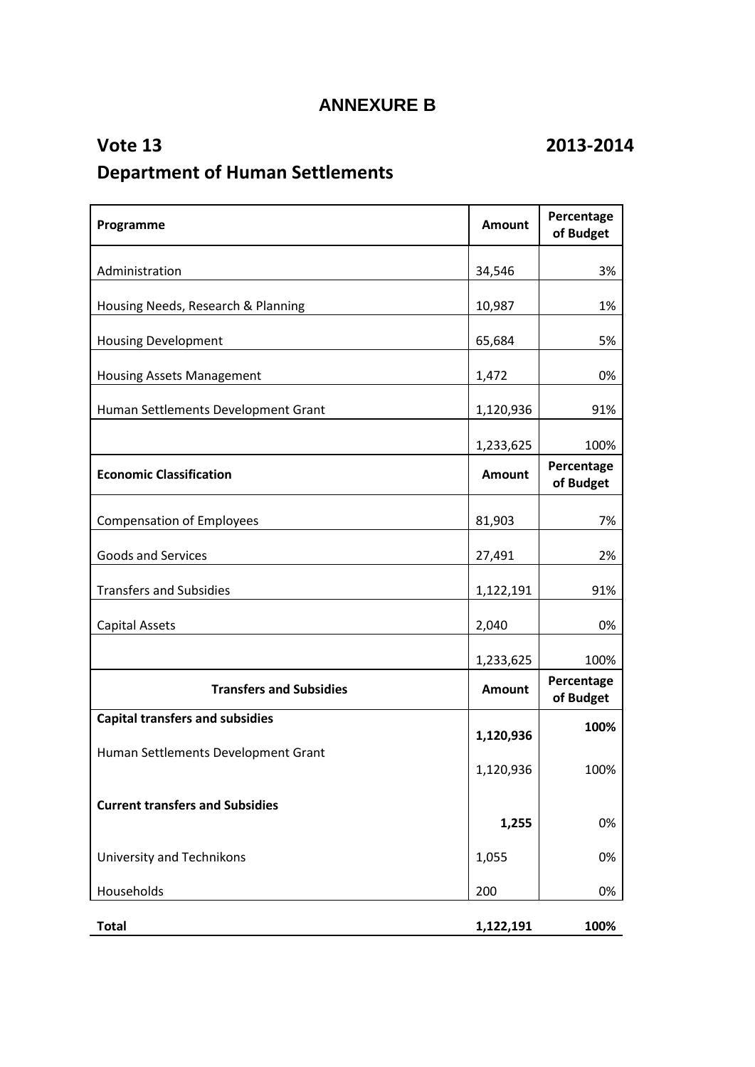## ANNEXURE B

# Vote 13 2013-2014

# Department of Human Settlements

| Programme | Amount | Percentage of Budget |
|---|---|---|
| Administration | 34,546 | 3% |
| Housing Needs, Research & Planning | 10,987 | 1% |
| Housing Development | 65,684 | 5% |
| Housing Assets Management | 1,472 | 0% |
| Human Settlements Development Grant | 1,120,936 | 91% |
| | 1,233,625 | 100% |
| **Economic Classification** | **Amount** | **Percentage of Budget** |
| Compensation of Employees | 81,903 | 7% |
| Goods and Services | 27,491 | 2% |
| Transfers and Subsidies | 1,122,191 | 91% |
| Capital Assets | 2,040 | 0% |
| | 1,233,625 | 100% |
| **Transfers and Subsidies** | **Amount** | **Percentage of Budget** |
| **Capital transfers and subsidies** | **1,120,936** | **100%** |
| Human Settlements Development Grant | 1,120,936 | 100% |
| **Current transfers and Subsidies** | **1,255** | 0% |
| University and Technikons | 1,055 | 0% |
| Households | 200 | 0% |
| **Total** | **1,122,191** | **100%** |